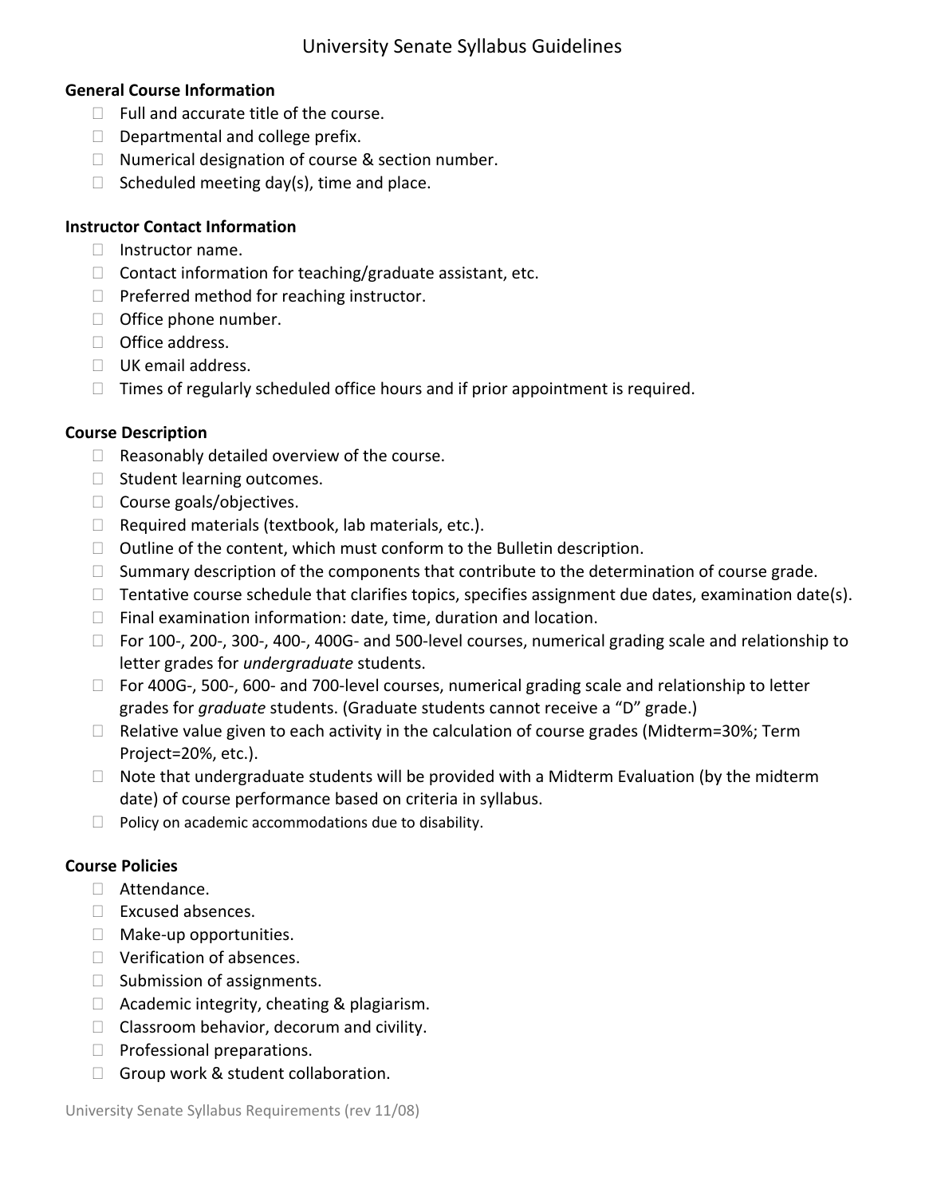# University Senate Syllabus Guidelines

**General Course Information**

- ☐ Full and accurate title of the course.
- ☐ Departmental and college prefix.
- ☐ Numerical designation of course & section number.
- ☐ Scheduled meeting day(s), time and place.

**Instructor Contact Information**

- ☐ Instructor name.
- ☐ Contact information for teaching/graduate assistant, etc.
- ☐ Preferred method for reaching instructor.
- ☐ Office phone number.
- ☐ Office address.
- ☐ UK email address.
- ☐ Times of regularly scheduled office hours and if prior appointment is required.

**Course Description**

- ☐ Reasonably detailed overview of the course.
- ☐ Student learning outcomes.
- ☐ Course goals/objectives.
- ☐ Required materials (textbook, lab materials, etc.).
- ☐ Outline of the content, which must conform to the Bulletin description.
- ☐ Summary description of the components that contribute to the determination of course grade.
- ☐ Tentative course schedule that clarifies topics, specifies assignment due dates, examination date(s).
- ☐ Final examination information: date, time, duration and location.
- ☐ For 100-, 200-, 300-, 400-, 400G- and 500-level courses, numerical grading scale and relationship to letter grades for *undergraduate* students.
- ☐ For 400G-, 500-, 600- and 700-level courses, numerical grading scale and relationship to letter grades for *graduate* students. (Graduate students cannot receive a "D" grade.)
- ☐ Relative value given to each activity in the calculation of course grades (Midterm=30%; Term Project=20%, etc.).
- ☐ Note that undergraduate students will be provided with a Midterm Evaluation (by the midterm date) of course performance based on criteria in syllabus.
- ☐ Policy on academic accommodations due to disability.

**Course Policies**

- ☐ Attendance.
- ☐ Excused absences.
- ☐ Make-up opportunities.
- ☐ Verification of absences.
- ☐ Submission of assignments.
- ☐ Academic integrity, cheating & plagiarism.
- ☐ Classroom behavior, decorum and civility.
- ☐ Professional preparations.
- ☐ Group work & student collaboration.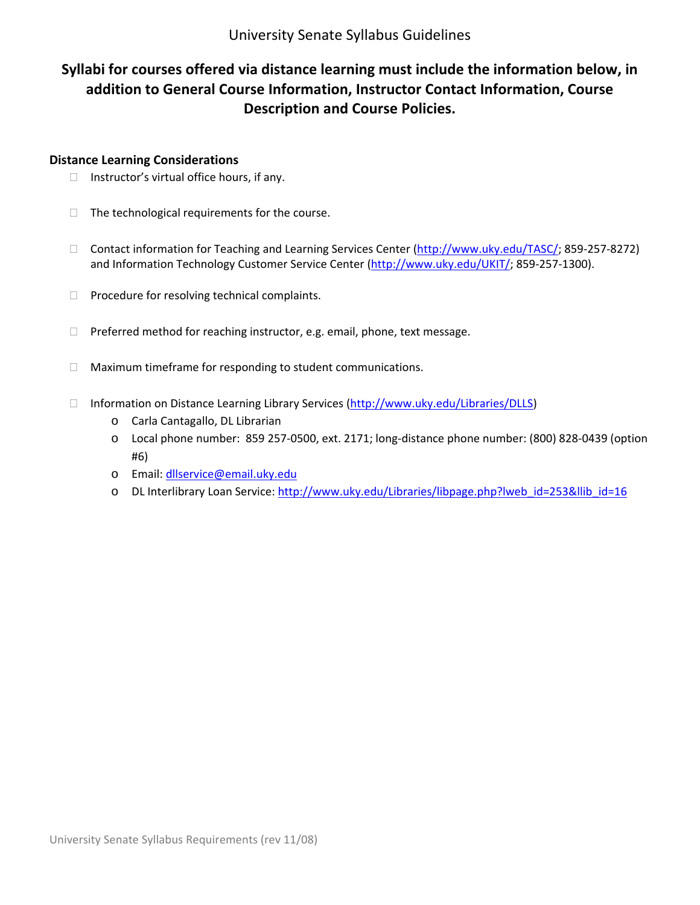University Senate Syllabus Guidelines

## Syllabi for courses offered via distance learning must include the information below, in addition to General Course Information, Instructor Contact Information, Course Description and Course Policies.

**Distance Learning Considerations**

- Instructor's virtual office hours, if any.
- The technological requirements for the course.
- Contact information for Teaching and Learning Services Center (http://www.uky.edu/TASC/; 859-257-8272) and Information Technology Customer Service Center (http://www.uky.edu/UKIT/; 859-257-1300).
- Procedure for resolving technical complaints.
- Preferred method for reaching instructor, e.g. email, phone, text message.
- Maximum timeframe for responding to student communications.
- Information on Distance Learning Library Services (http://www.uky.edu/Libraries/DLLS)
  - Carla Cantagallo, DL Librarian
  - Local phone number: 859 257-0500, ext. 2171; long-distance phone number: (800) 828-0439 (option #6)
  - Email: dllservice@email.uky.edu
  - DL Interlibrary Loan Service: http://www.uky.edu/Libraries/libpage.php?lweb_id=253&llib_id=16